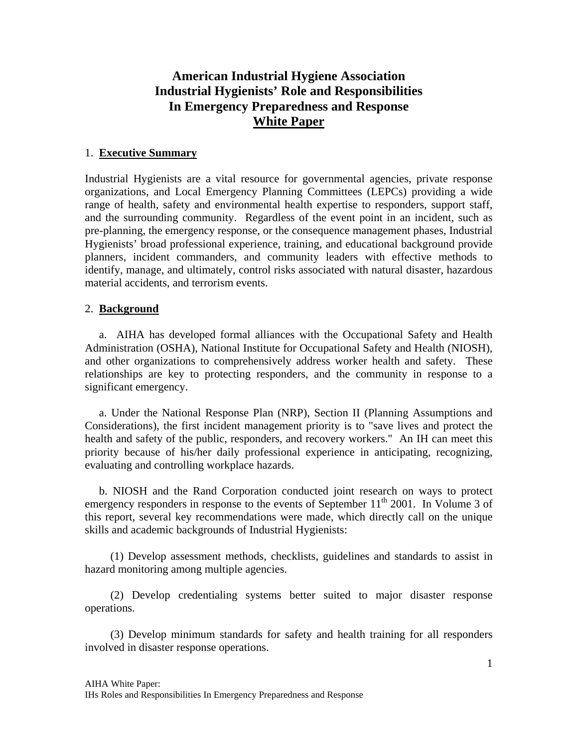# American Industrial Hygiene Association
# Industrial Hygienists' Role and Responsibilities
# In Emergency Preparedness and Response
# White Paper

## 1. Executive Summary

Industrial Hygienists are a vital resource for governmental agencies, private response organizations, and Local Emergency Planning Committees (LEPCs) providing a wide range of health, safety and environmental health expertise to responders, support staff, and the surrounding community. Regardless of the event point in an incident, such as pre-planning, the emergency response, or the consequence management phases, Industrial Hygienists' broad professional experience, training, and educational background provide planners, incident commanders, and community leaders with effective methods to identify, manage, and ultimately, control risks associated with natural disaster, hazardous material accidents, and terrorism events.

## 2. Background

a. AIHA has developed formal alliances with the Occupational Safety and Health Administration (OSHA), National Institute for Occupational Safety and Health (NIOSH), and other organizations to comprehensively address worker health and safety. These relationships are key to protecting responders, and the community in response to a significant emergency.

a. Under the National Response Plan (NRP), Section II (Planning Assumptions and Considerations), the first incident management priority is to "save lives and protect the health and safety of the public, responders, and recovery workers." An IH can meet this priority because of his/her daily professional experience in anticipating, recognizing, evaluating and controlling workplace hazards.

b. NIOSH and the Rand Corporation conducted joint research on ways to protect emergency responders in response to the events of September 11th 2001. In Volume 3 of this report, several key recommendations were made, which directly call on the unique skills and academic backgrounds of Industrial Hygienists:

(1) Develop assessment methods, checklists, guidelines and standards to assist in hazard monitoring among multiple agencies.

(2) Develop credentialing systems better suited to major disaster response operations.

(3) Develop minimum standards for safety and health training for all responders involved in disaster response operations.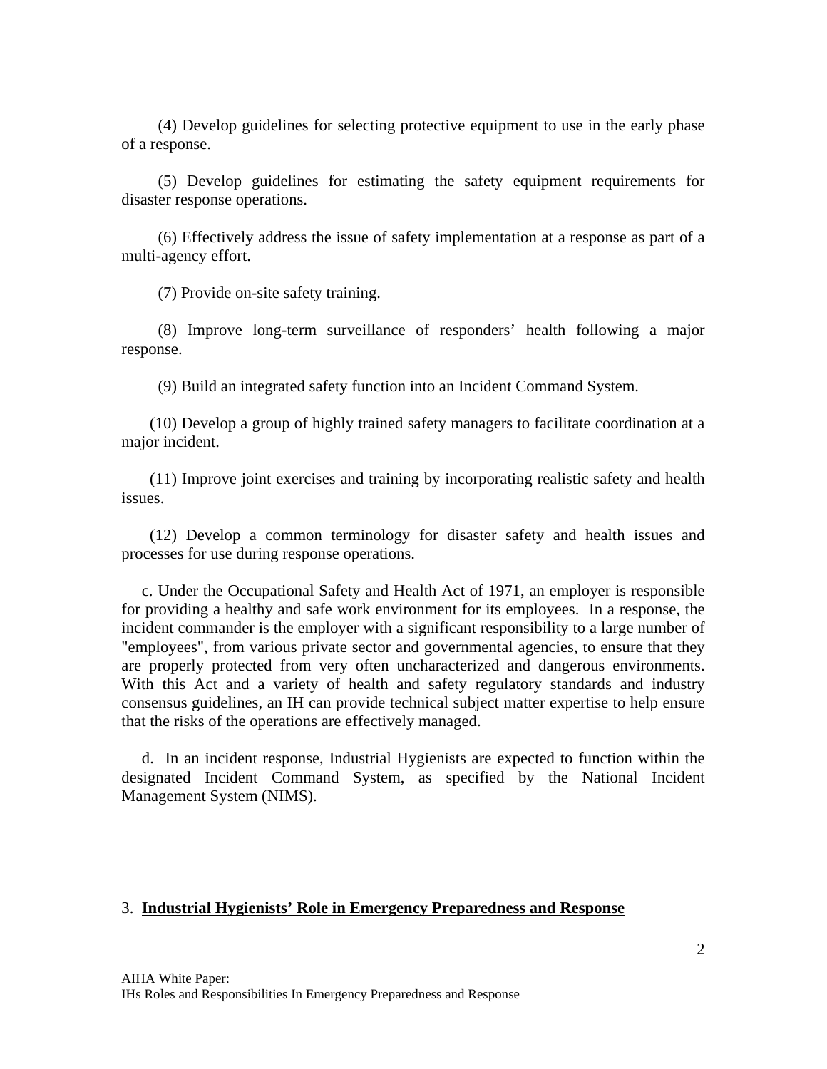(4) Develop guidelines for selecting protective equipment to use in the early phase of a response.

(5) Develop guidelines for estimating the safety equipment requirements for disaster response operations.

(6) Effectively address the issue of safety implementation at a response as part of a multi-agency effort.

(7) Provide on-site safety training.

(8) Improve long-term surveillance of responders' health following a major response.

(9) Build an integrated safety function into an Incident Command System.

(10) Develop a group of highly trained safety managers to facilitate coordination at a major incident.

(11) Improve joint exercises and training by incorporating realistic safety and health issues.

(12) Develop a common terminology for disaster safety and health issues and processes for use during response operations.

c. Under the Occupational Safety and Health Act of 1971, an employer is responsible for providing a healthy and safe work environment for its employees. In a response, the incident commander is the employer with a significant responsibility to a large number of "employees", from various private sector and governmental agencies, to ensure that they are properly protected from very often uncharacterized and dangerous environments. With this Act and a variety of health and safety regulatory standards and industry consensus guidelines, an IH can provide technical subject matter expertise to help ensure that the risks of the operations are effectively managed.

d. In an incident response, Industrial Hygienists are expected to function within the designated Incident Command System, as specified by the National Incident Management System (NIMS).

## 3. <u>Industrial Hygienists' Role in Emergency Preparedness and Response</u>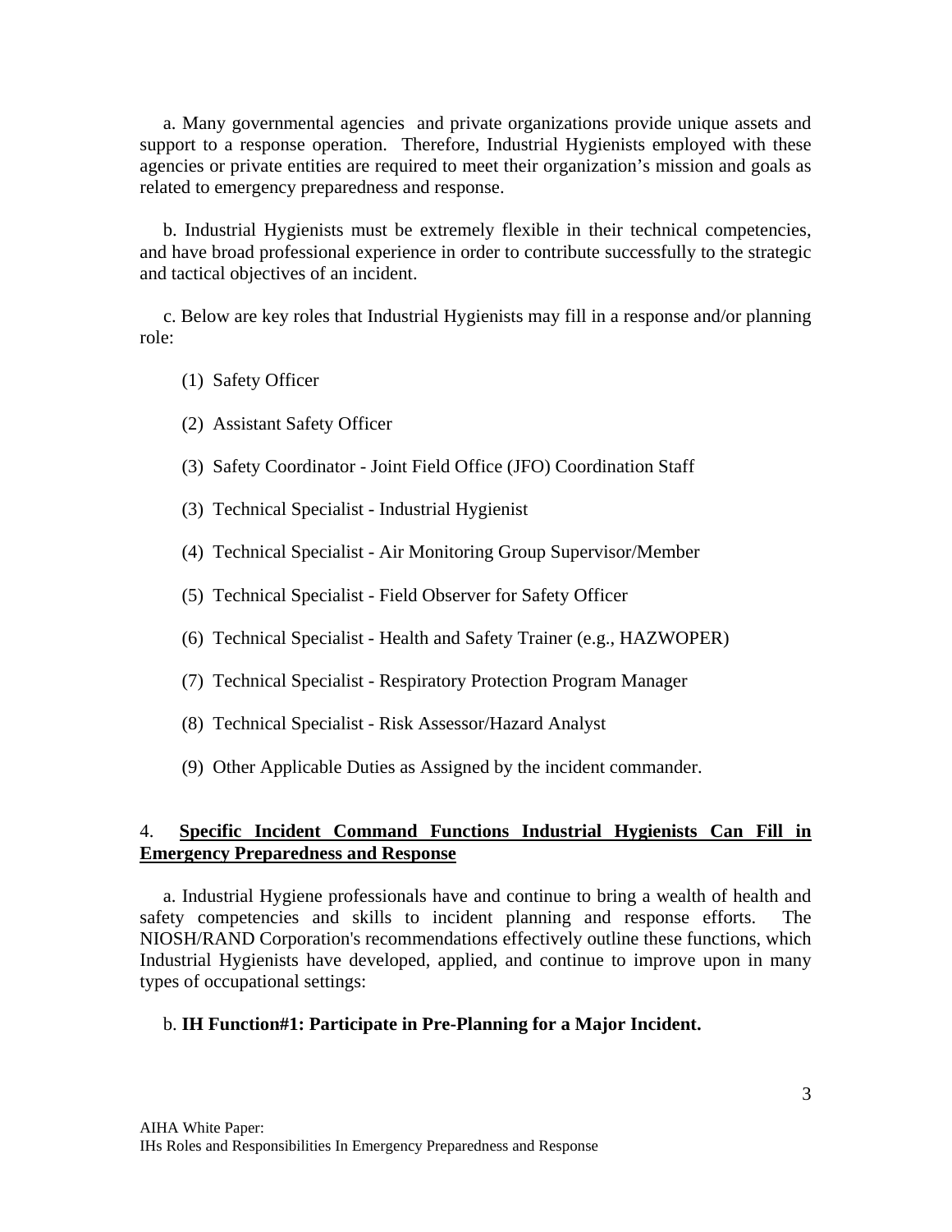a. Many governmental agencies and private organizations provide unique assets and support to a response operation. Therefore, Industrial Hygienists employed with these agencies or private entities are required to meet their organization's mission and goals as related to emergency preparedness and response.

b. Industrial Hygienists must be extremely flexible in their technical competencies, and have broad professional experience in order to contribute successfully to the strategic and tactical objectives of an incident.

c. Below are key roles that Industrial Hygienists may fill in a response and/or planning role:

(1) Safety Officer

(2) Assistant Safety Officer

(3) Safety Coordinator - Joint Field Office (JFO) Coordination Staff

(3) Technical Specialist - Industrial Hygienist

(4) Technical Specialist - Air Monitoring Group Supervisor/Member

(5) Technical Specialist - Field Observer for Safety Officer

(6) Technical Specialist - Health and Safety Trainer (e.g., HAZWOPER)

(7) Technical Specialist - Respiratory Protection Program Manager

(8) Technical Specialist - Risk Assessor/Hazard Analyst

(9) Other Applicable Duties as Assigned by the incident commander.

## 4. Specific Incident Command Functions Industrial Hygienists Can Fill in Emergency Preparedness and Response

a. Industrial Hygiene professionals have and continue to bring a wealth of health and safety competencies and skills to incident planning and response efforts. The NIOSH/RAND Corporation's recommendations effectively outline these functions, which Industrial Hygienists have developed, applied, and continue to improve upon in many types of occupational settings:

b. **IH Function#1: Participate in Pre-Planning for a Major Incident.**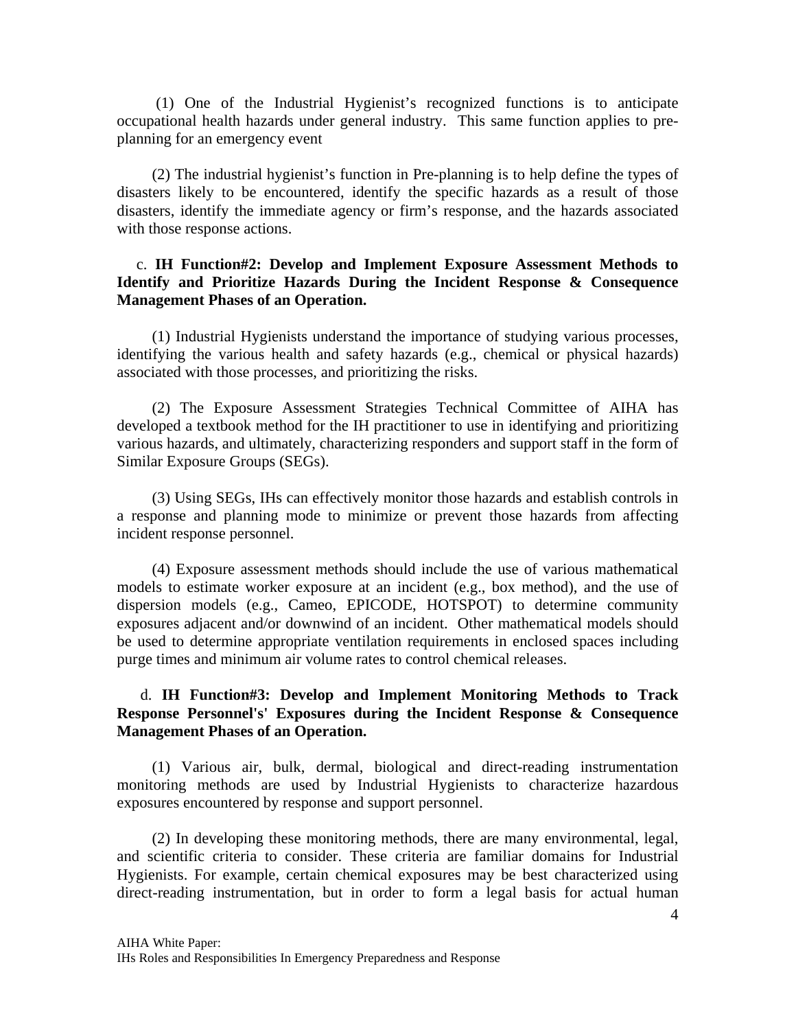(1) One of the Industrial Hygienist's recognized functions is to anticipate occupational health hazards under general industry. This same function applies to pre-planning for an emergency event

(2) The industrial hygienist's function in Pre-planning is to help define the types of disasters likely to be encountered, identify the specific hazards as a result of those disasters, identify the immediate agency or firm's response, and the hazards associated with those response actions.

c. **IH Function#2: Develop and Implement Exposure Assessment Methods to Identify and Prioritize Hazards During the Incident Response & Consequence Management Phases of an Operation.**

(1) Industrial Hygienists understand the importance of studying various processes, identifying the various health and safety hazards (e.g., chemical or physical hazards) associated with those processes, and prioritizing the risks.

(2) The Exposure Assessment Strategies Technical Committee of AIHA has developed a textbook method for the IH practitioner to use in identifying and prioritizing various hazards, and ultimately, characterizing responders and support staff in the form of Similar Exposure Groups (SEGs).

(3) Using SEGs, IHs can effectively monitor those hazards and establish controls in a response and planning mode to minimize or prevent those hazards from affecting incident response personnel.

(4) Exposure assessment methods should include the use of various mathematical models to estimate worker exposure at an incident (e.g., box method), and the use of dispersion models (e.g., Cameo, EPICODE, HOTSPOT) to determine community exposures adjacent and/or downwind of an incident. Other mathematical models should be used to determine appropriate ventilation requirements in enclosed spaces including purge times and minimum air volume rates to control chemical releases.

d. **IH Function#3: Develop and Implement Monitoring Methods to Track Response Personnel's' Exposures during the Incident Response & Consequence Management Phases of an Operation.**

(1) Various air, bulk, dermal, biological and direct-reading instrumentation monitoring methods are used by Industrial Hygienists to characterize hazardous exposures encountered by response and support personnel.

(2) In developing these monitoring methods, there are many environmental, legal, and scientific criteria to consider. These criteria are familiar domains for Industrial Hygienists. For example, certain chemical exposures may be best characterized using direct-reading instrumentation, but in order to form a legal basis for actual human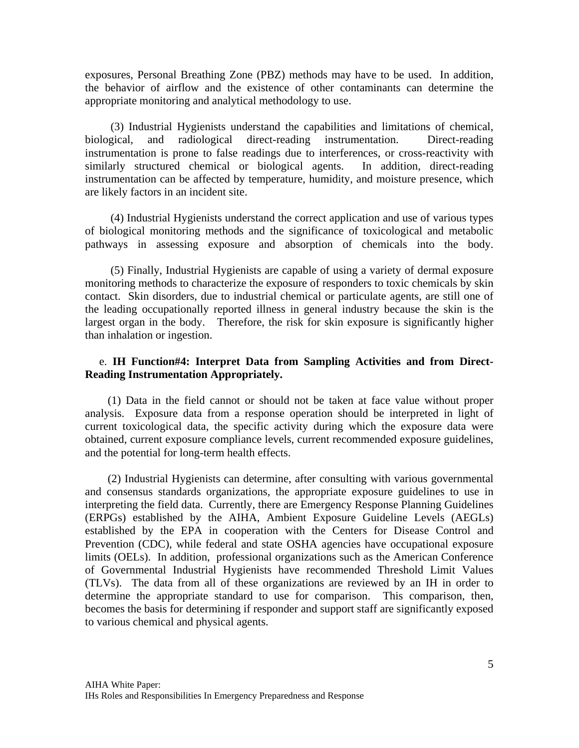exposures, Personal Breathing Zone (PBZ) methods may have to be used. In addition, the behavior of airflow and the existence of other contaminants can determine the appropriate monitoring and analytical methodology to use.

(3) Industrial Hygienists understand the capabilities and limitations of chemical, biological, and radiological direct-reading instrumentation. Direct-reading instrumentation is prone to false readings due to interferences, or cross-reactivity with similarly structured chemical or biological agents. In addition, direct-reading instrumentation can be affected by temperature, humidity, and moisture presence, which are likely factors in an incident site.

(4) Industrial Hygienists understand the correct application and use of various types of biological monitoring methods and the significance of toxicological and metabolic pathways in assessing exposure and absorption of chemicals into the body.

(5) Finally, Industrial Hygienists are capable of using a variety of dermal exposure monitoring methods to characterize the exposure of responders to toxic chemicals by skin contact. Skin disorders, due to industrial chemical or particulate agents, are still one of the leading occupationally reported illness in general industry because the skin is the largest organ in the body. Therefore, the risk for skin exposure is significantly higher than inhalation or ingestion.

e. **IH Function#4: Interpret Data from Sampling Activities and from Direct-Reading Instrumentation Appropriately.**

(1) Data in the field cannot or should not be taken at face value without proper analysis. Exposure data from a response operation should be interpreted in light of current toxicological data, the specific activity during which the exposure data were obtained, current exposure compliance levels, current recommended exposure guidelines, and the potential for long-term health effects.

(2) Industrial Hygienists can determine, after consulting with various governmental and consensus standards organizations, the appropriate exposure guidelines to use in interpreting the field data. Currently, there are Emergency Response Planning Guidelines (ERPGs) established by the AIHA, Ambient Exposure Guideline Levels (AEGLs) established by the EPA in cooperation with the Centers for Disease Control and Prevention (CDC), while federal and state OSHA agencies have occupational exposure limits (OELs). In addition, professional organizations such as the American Conference of Governmental Industrial Hygienists have recommended Threshold Limit Values (TLVs). The data from all of these organizations are reviewed by an IH in order to determine the appropriate standard to use for comparison. This comparison, then, becomes the basis for determining if responder and support staff are significantly exposed to various chemical and physical agents.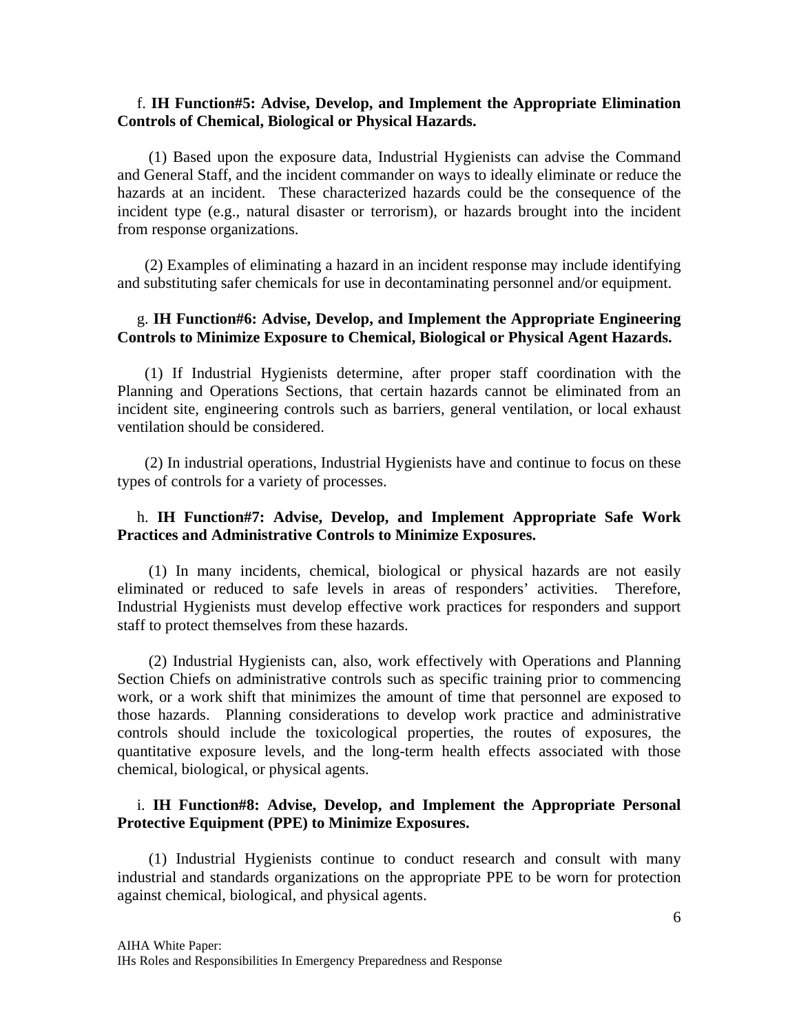f. **IH Function#5: Advise, Develop, and Implement the Appropriate Elimination Controls of Chemical, Biological or Physical Hazards.**

(1) Based upon the exposure data, Industrial Hygienists can advise the Command and General Staff, and the incident commander on ways to ideally eliminate or reduce the hazards at an incident. These characterized hazards could be the consequence of the incident type (e.g., natural disaster or terrorism), or hazards brought into the incident from response organizations.

(2) Examples of eliminating a hazard in an incident response may include identifying and substituting safer chemicals for use in decontaminating personnel and/or equipment.

g. **IH Function#6: Advise, Develop, and Implement the Appropriate Engineering Controls to Minimize Exposure to Chemical, Biological or Physical Agent Hazards.**

(1) If Industrial Hygienists determine, after proper staff coordination with the Planning and Operations Sections, that certain hazards cannot be eliminated from an incident site, engineering controls such as barriers, general ventilation, or local exhaust ventilation should be considered.

(2) In industrial operations, Industrial Hygienists have and continue to focus on these types of controls for a variety of processes.

h. **IH Function#7: Advise, Develop, and Implement Appropriate Safe Work Practices and Administrative Controls to Minimize Exposures.**

(1) In many incidents, chemical, biological or physical hazards are not easily eliminated or reduced to safe levels in areas of responders' activities. Therefore, Industrial Hygienists must develop effective work practices for responders and support staff to protect themselves from these hazards.

(2) Industrial Hygienists can, also, work effectively with Operations and Planning Section Chiefs on administrative controls such as specific training prior to commencing work, or a work shift that minimizes the amount of time that personnel are exposed to those hazards. Planning considerations to develop work practice and administrative controls should include the toxicological properties, the routes of exposures, the quantitative exposure levels, and the long-term health effects associated with those chemical, biological, or physical agents.

i. **IH Function#8: Advise, Develop, and Implement the Appropriate Personal Protective Equipment (PPE) to Minimize Exposures.**

(1) Industrial Hygienists continue to conduct research and consult with many industrial and standards organizations on the appropriate PPE to be worn for protection against chemical, biological, and physical agents.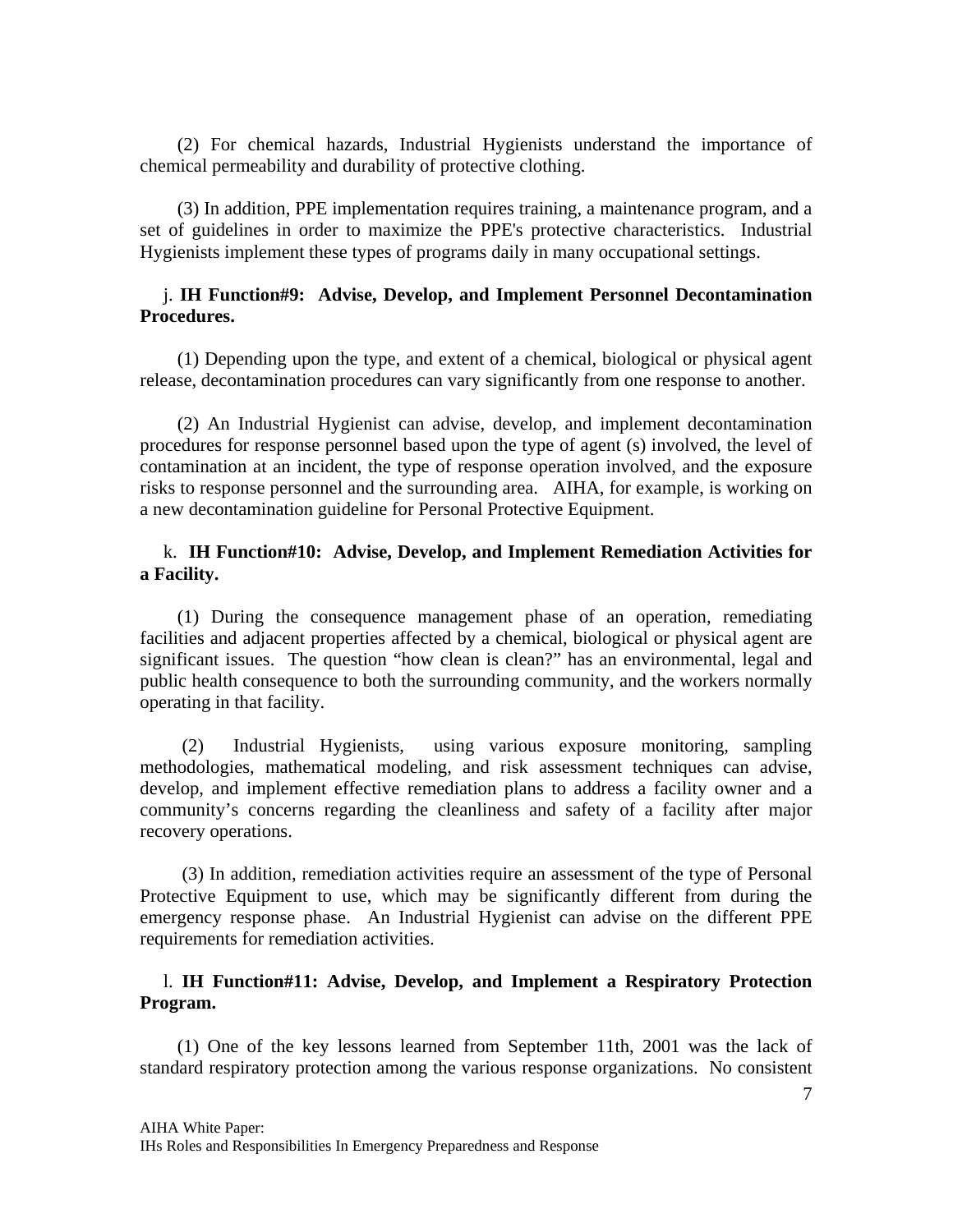(2) For chemical hazards, Industrial Hygienists understand the importance of chemical permeability and durability of protective clothing.

(3) In addition, PPE implementation requires training, a maintenance program, and a set of guidelines in order to maximize the PPE's protective characteristics. Industrial Hygienists implement these types of programs daily in many occupational settings.

j. **IH Function#9: Advise, Develop, and Implement Personnel Decontamination Procedures.**

(1) Depending upon the type, and extent of a chemical, biological or physical agent release, decontamination procedures can vary significantly from one response to another.

(2) An Industrial Hygienist can advise, develop, and implement decontamination procedures for response personnel based upon the type of agent (s) involved, the level of contamination at an incident, the type of response operation involved, and the exposure risks to response personnel and the surrounding area. AIHA, for example, is working on a new decontamination guideline for Personal Protective Equipment.

k. **IH Function#10: Advise, Develop, and Implement Remediation Activities for a Facility.**

(1) During the consequence management phase of an operation, remediating facilities and adjacent properties affected by a chemical, biological or physical agent are significant issues. The question "how clean is clean?" has an environmental, legal and public health consequence to both the surrounding community, and the workers normally operating in that facility.

(2) Industrial Hygienists, using various exposure monitoring, sampling methodologies, mathematical modeling, and risk assessment techniques can advise, develop, and implement effective remediation plans to address a facility owner and a community's concerns regarding the cleanliness and safety of a facility after major recovery operations.

(3) In addition, remediation activities require an assessment of the type of Personal Protective Equipment to use, which may be significantly different from during the emergency response phase. An Industrial Hygienist can advise on the different PPE requirements for remediation activities.

l. **IH Function#11: Advise, Develop, and Implement a Respiratory Protection Program.**

(1) One of the key lessons learned from September 11th, 2001 was the lack of standard respiratory protection among the various response organizations. No consistent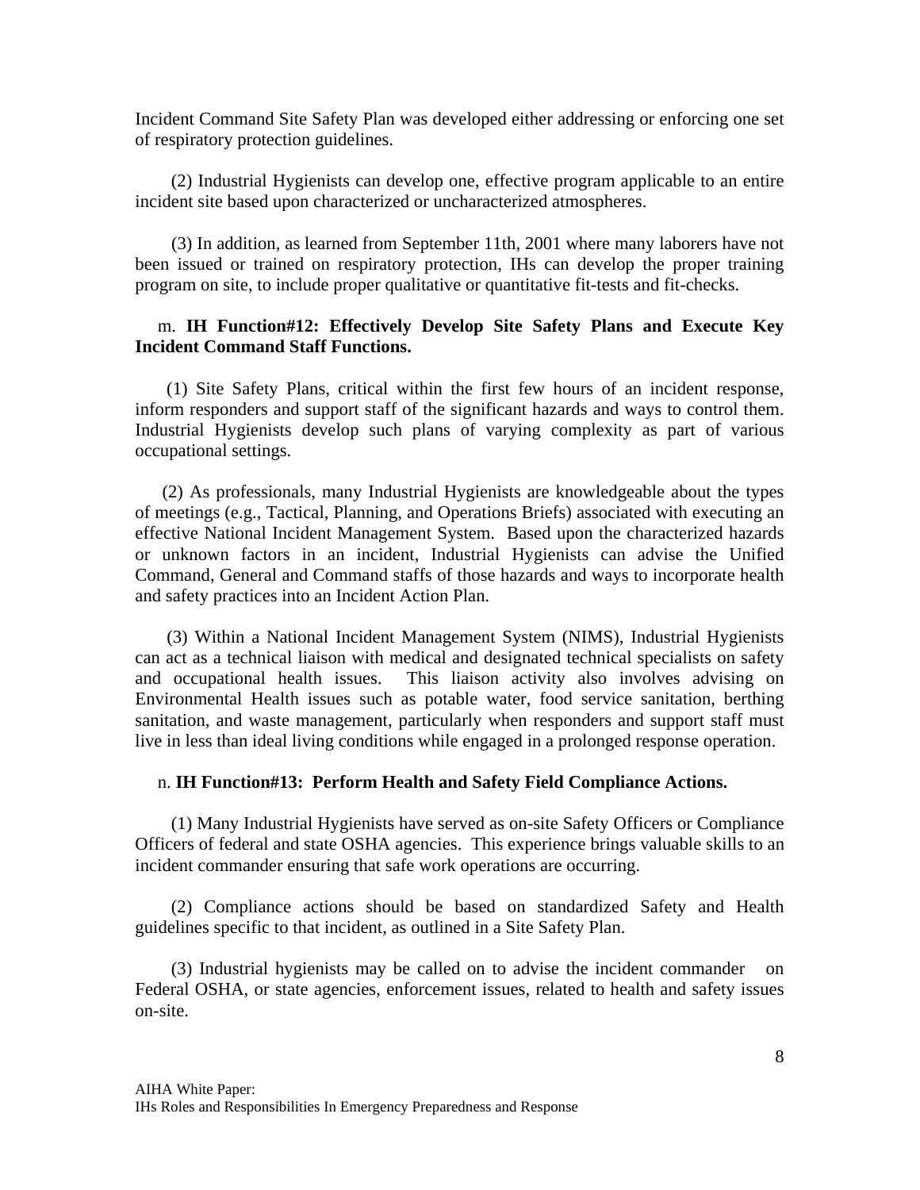Incident Command Site Safety Plan was developed either addressing or enforcing one set of respiratory protection guidelines.

(2) Industrial Hygienists can develop one, effective program applicable to an entire incident site based upon characterized or uncharacterized atmospheres.

(3) In addition, as learned from September 11th, 2001 where many laborers have not been issued or trained on respiratory protection, IHs can develop the proper training program on site, to include proper qualitative or quantitative fit-tests and fit-checks.

m. **IH Function#12: Effectively Develop Site Safety Plans and Execute Key Incident Command Staff Functions.**

(1) Site Safety Plans, critical within the first few hours of an incident response, inform responders and support staff of the significant hazards and ways to control them. Industrial Hygienists develop such plans of varying complexity as part of various occupational settings.

(2) As professionals, many Industrial Hygienists are knowledgeable about the types of meetings (e.g., Tactical, Planning, and Operations Briefs) associated with executing an effective National Incident Management System. Based upon the characterized hazards or unknown factors in an incident, Industrial Hygienists can advise the Unified Command, General and Command staffs of those hazards and ways to incorporate health and safety practices into an Incident Action Plan.

(3) Within a National Incident Management System (NIMS), Industrial Hygienists can act as a technical liaison with medical and designated technical specialists on safety and occupational health issues. This liaison activity also involves advising on Environmental Health issues such as potable water, food service sanitation, berthing sanitation, and waste management, particularly when responders and support staff must live in less than ideal living conditions while engaged in a prolonged response operation.

n. **IH Function#13: Perform Health and Safety Field Compliance Actions.**

(1) Many Industrial Hygienists have served as on-site Safety Officers or Compliance Officers of federal and state OSHA agencies. This experience brings valuable skills to an incident commander ensuring that safe work operations are occurring.

(2) Compliance actions should be based on standardized Safety and Health guidelines specific to that incident, as outlined in a Site Safety Plan.

(3) Industrial hygienists may be called on to advise the incident commander on Federal OSHA, or state agencies, enforcement issues, related to health and safety issues on-site.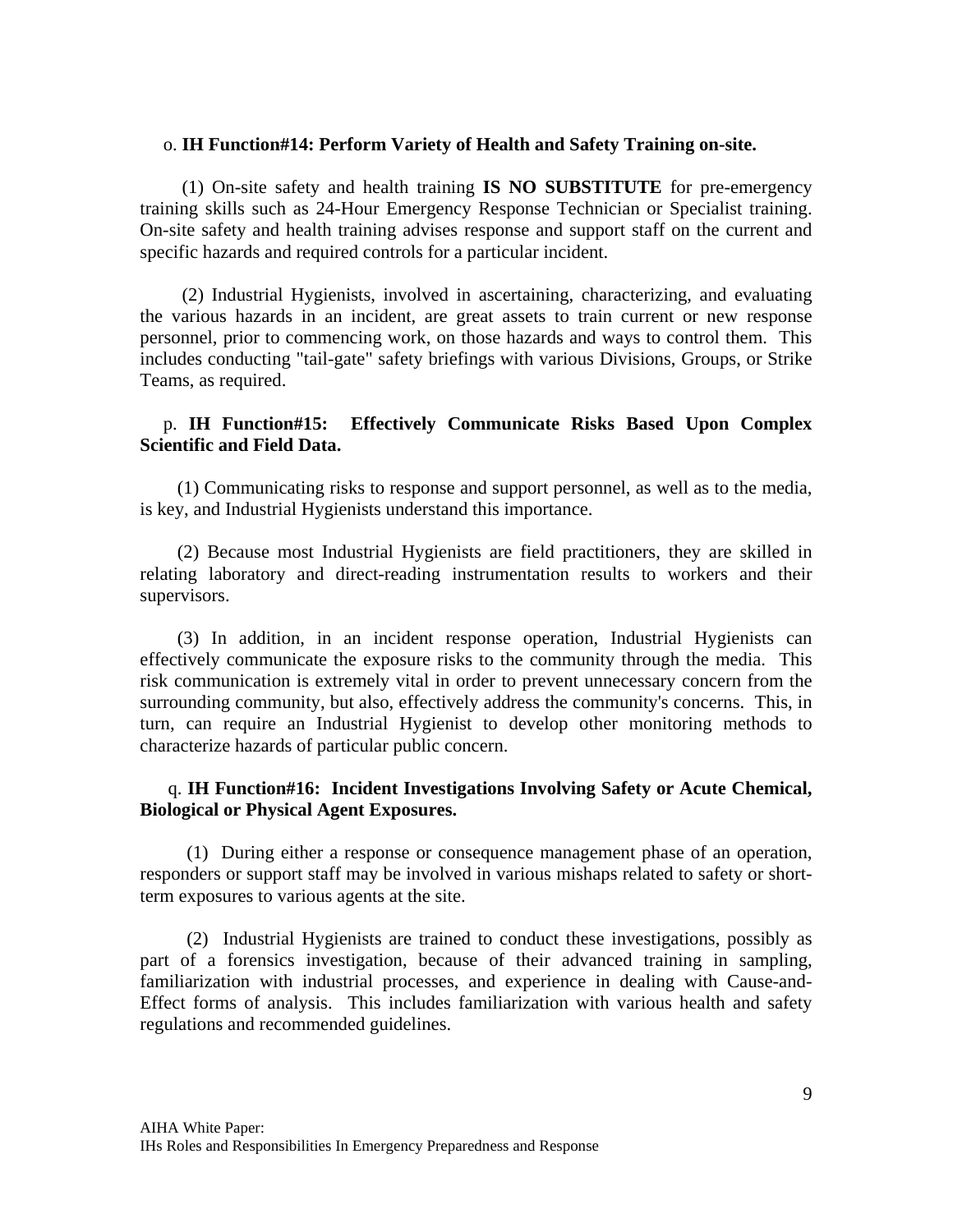o. **IH Function#14: Perform Variety of Health and Safety Training on-site.**

(1) On-site safety and health training **IS NO SUBSTITUTE** for pre-emergency training skills such as 24-Hour Emergency Response Technician or Specialist training. On-site safety and health training advises response and support staff on the current and specific hazards and required controls for a particular incident.

(2) Industrial Hygienists, involved in ascertaining, characterizing, and evaluating the various hazards in an incident, are great assets to train current or new response personnel, prior to commencing work, on those hazards and ways to control them. This includes conducting "tail-gate" safety briefings with various Divisions, Groups, or Strike Teams, as required.

p. **IH Function#15: Effectively Communicate Risks Based Upon Complex Scientific and Field Data.**

(1) Communicating risks to response and support personnel, as well as to the media, is key, and Industrial Hygienists understand this importance.

(2) Because most Industrial Hygienists are field practitioners, they are skilled in relating laboratory and direct-reading instrumentation results to workers and their supervisors.

(3) In addition, in an incident response operation, Industrial Hygienists can effectively communicate the exposure risks to the community through the media. This risk communication is extremely vital in order to prevent unnecessary concern from the surrounding community, but also, effectively address the community's concerns. This, in turn, can require an Industrial Hygienist to develop other monitoring methods to characterize hazards of particular public concern.

q. **IH Function#16: Incident Investigations Involving Safety or Acute Chemical, Biological or Physical Agent Exposures.**

(1) During either a response or consequence management phase of an operation, responders or support staff may be involved in various mishaps related to safety or short-term exposures to various agents at the site.

(2) Industrial Hygienists are trained to conduct these investigations, possibly as part of a forensics investigation, because of their advanced training in sampling, familiarization with industrial processes, and experience in dealing with Cause-and-Effect forms of analysis. This includes familiarization with various health and safety regulations and recommended guidelines.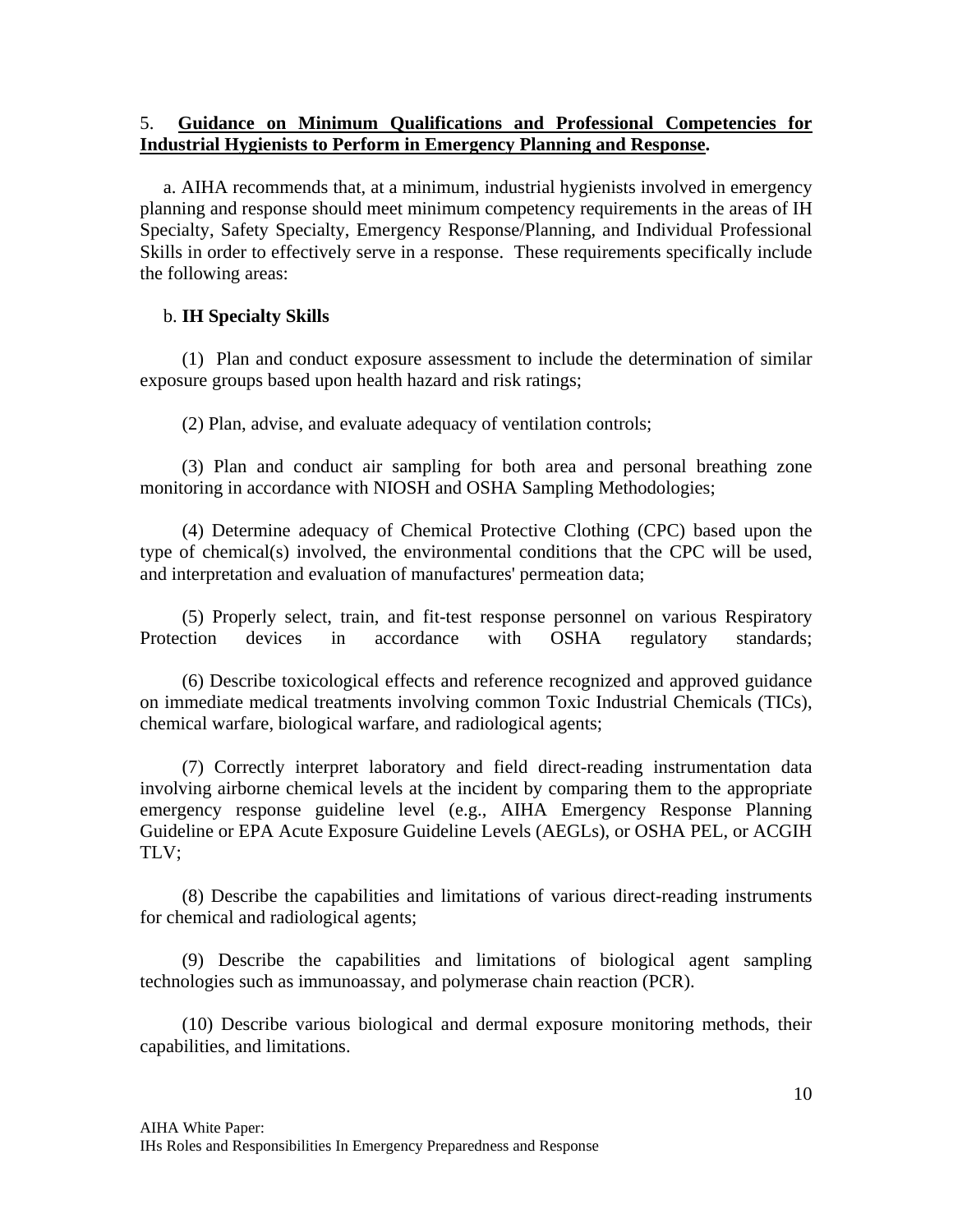5. **Guidance on Minimum Qualifications and Professional Competencies for Industrial Hygienists to Perform in Emergency Planning and Response.**

a. AIHA recommends that, at a minimum, industrial hygienists involved in emergency planning and response should meet minimum competency requirements in the areas of IH Specialty, Safety Specialty, Emergency Response/Planning, and Individual Professional Skills in order to effectively serve in a response. These requirements specifically include the following areas:

b. **IH Specialty Skills**

(1) Plan and conduct exposure assessment to include the determination of similar exposure groups based upon health hazard and risk ratings;

(2) Plan, advise, and evaluate adequacy of ventilation controls;

(3) Plan and conduct air sampling for both area and personal breathing zone monitoring in accordance with NIOSH and OSHA Sampling Methodologies;

(4) Determine adequacy of Chemical Protective Clothing (CPC) based upon the type of chemical(s) involved, the environmental conditions that the CPC will be used, and interpretation and evaluation of manufactures' permeation data;

(5) Properly select, train, and fit-test response personnel on various Respiratory Protection devices in accordance with OSHA regulatory standards;

(6) Describe toxicological effects and reference recognized and approved guidance on immediate medical treatments involving common Toxic Industrial Chemicals (TICs), chemical warfare, biological warfare, and radiological agents;

(7) Correctly interpret laboratory and field direct-reading instrumentation data involving airborne chemical levels at the incident by comparing them to the appropriate emergency response guideline level (e.g., AIHA Emergency Response Planning Guideline or EPA Acute Exposure Guideline Levels (AEGLs), or OSHA PEL, or ACGIH TLV;

(8) Describe the capabilities and limitations of various direct-reading instruments for chemical and radiological agents;

(9) Describe the capabilities and limitations of biological agent sampling technologies such as immunoassay, and polymerase chain reaction (PCR).

(10) Describe various biological and dermal exposure monitoring methods, their capabilities, and limitations.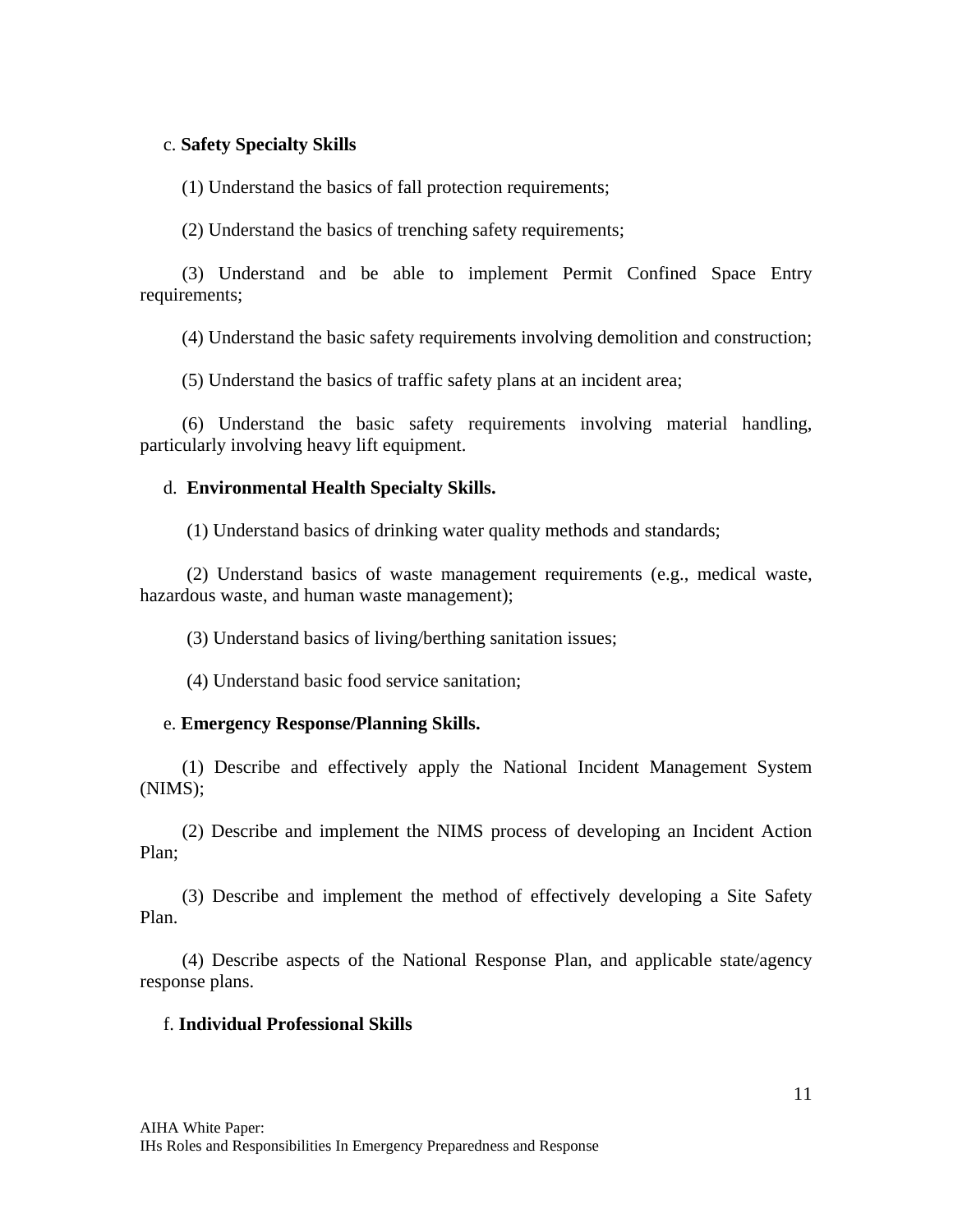c. **Safety Specialty Skills**

(1) Understand the basics of fall protection requirements;

(2) Understand the basics of trenching safety requirements;

(3) Understand and be able to implement Permit Confined Space Entry requirements;

(4) Understand the basic safety requirements involving demolition and construction;

(5) Understand the basics of traffic safety plans at an incident area;

(6) Understand the basic safety requirements involving material handling, particularly involving heavy lift equipment.

d. **Environmental Health Specialty Skills.**

(1) Understand basics of drinking water quality methods and standards;

(2) Understand basics of waste management requirements (e.g., medical waste, hazardous waste, and human waste management);

(3) Understand basics of living/berthing sanitation issues;

(4) Understand basic food service sanitation;

e. **Emergency Response/Planning Skills.**

(1) Describe and effectively apply the National Incident Management System (NIMS);

(2) Describe and implement the NIMS process of developing an Incident Action Plan;

(3) Describe and implement the method of effectively developing a Site Safety Plan.

(4) Describe aspects of the National Response Plan, and applicable state/agency response plans.

f. **Individual Professional Skills**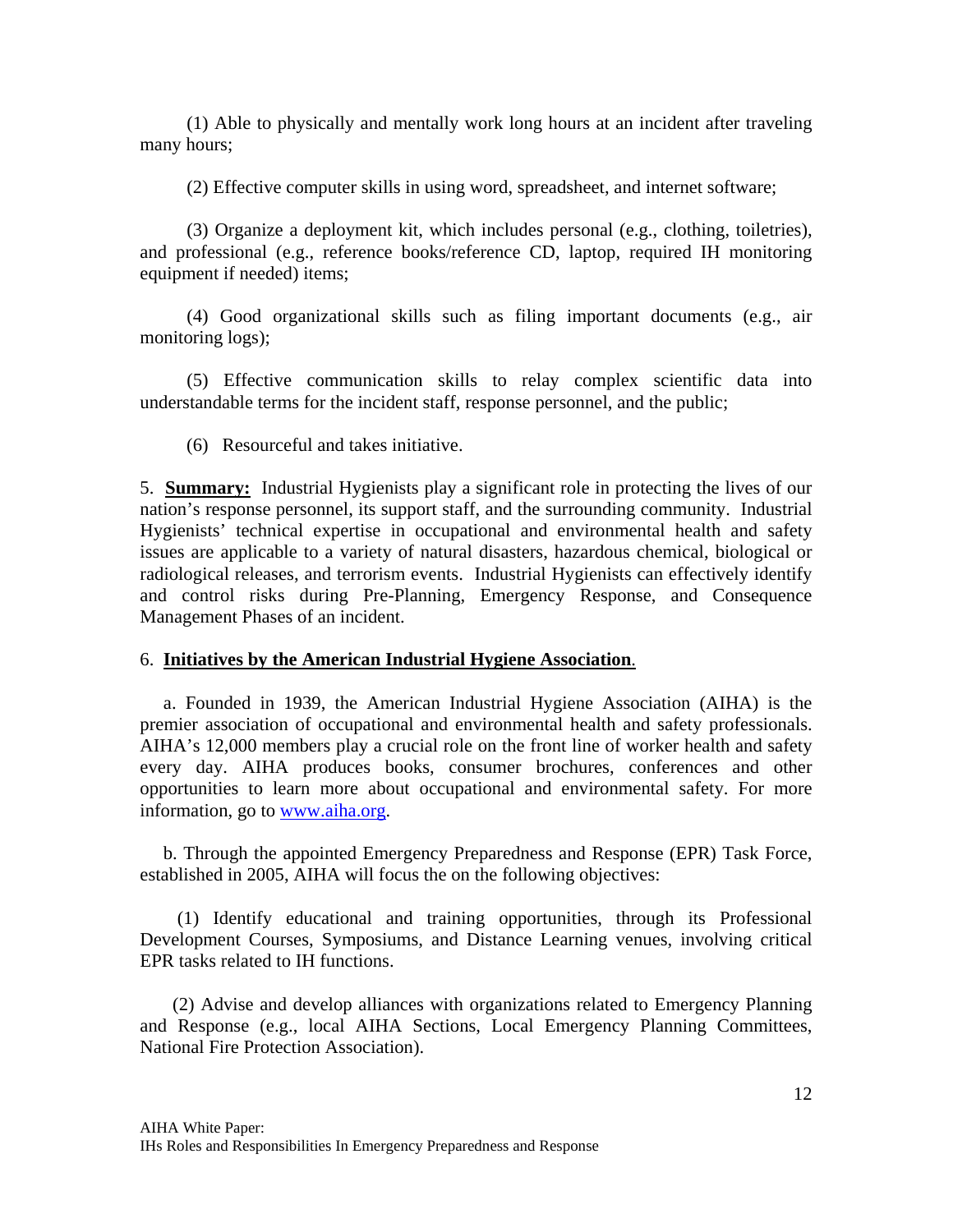(1) Able to physically and mentally work long hours at an incident after traveling many hours;

(2) Effective computer skills in using word, spreadsheet, and internet software;

(3) Organize a deployment kit, which includes personal (e.g., clothing, toiletries), and professional (e.g., reference books/reference CD, laptop, required IH monitoring equipment if needed) items;

(4) Good organizational skills such as filing important documents (e.g., air monitoring logs);

(5) Effective communication skills to relay complex scientific data into understandable terms for the incident staff, response personnel, and the public;

(6) Resourceful and takes initiative.

5. **Summary:** Industrial Hygienists play a significant role in protecting the lives of our nation's response personnel, its support staff, and the surrounding community. Industrial Hygienists' technical expertise in occupational and environmental health and safety issues are applicable to a variety of natural disasters, hazardous chemical, biological or radiological releases, and terrorism events. Industrial Hygienists can effectively identify and control risks during Pre-Planning, Emergency Response, and Consequence Management Phases of an incident.

6. **Initiatives by the American Industrial Hygiene Association**.

a. Founded in 1939, the American Industrial Hygiene Association (AIHA) is the premier association of occupational and environmental health and safety professionals. AIHA's 12,000 members play a crucial role on the front line of worker health and safety every day. AIHA produces books, consumer brochures, conferences and other opportunities to learn more about occupational and environmental safety. For more information, go to www.aiha.org.

b. Through the appointed Emergency Preparedness and Response (EPR) Task Force, established in 2005, AIHA will focus the on the following objectives:

(1) Identify educational and training opportunities, through its Professional Development Courses, Symposiums, and Distance Learning venues, involving critical EPR tasks related to IH functions.

(2) Advise and develop alliances with organizations related to Emergency Planning and Response (e.g., local AIHA Sections, Local Emergency Planning Committees, National Fire Protection Association).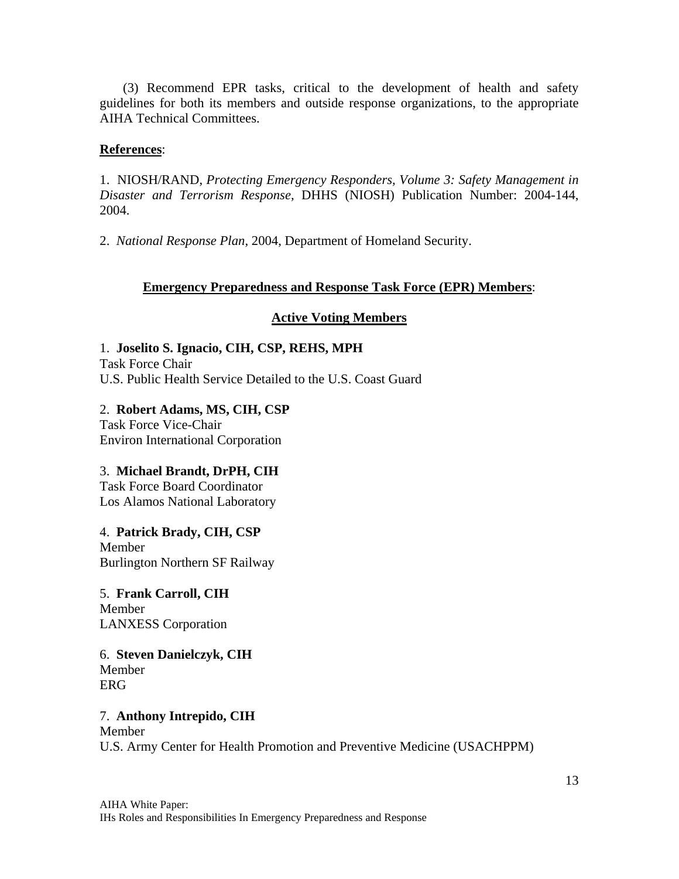(3) Recommend EPR tasks, critical to the development of health and safety guidelines for both its members and outside response organizations, to the appropriate AIHA Technical Committees.

**References**:

1. NIOSH/RAND, *Protecting Emergency Responders, Volume 3: Safety Management in Disaster and Terrorism Response,* DHHS (NIOSH) Publication Number: 2004-144, 2004.

2. *National Response Plan*, 2004, Department of Homeland Security.

## Emergency Preparedness and Response Task Force (EPR) Members:

### Active Voting Members

1. **Joselito S. Ignacio, CIH, CSP, REHS, MPH**
Task Force Chair
U.S. Public Health Service Detailed to the U.S. Coast Guard

2. **Robert Adams, MS, CIH, CSP**
Task Force Vice-Chair
Environ International Corporation

3. **Michael Brandt, DrPH, CIH**
Task Force Board Coordinator
Los Alamos National Laboratory

4. **Patrick Brady, CIH, CSP**
Member
Burlington Northern SF Railway

5. **Frank Carroll, CIH**
Member
LANXESS Corporation

6. **Steven Danielczyk, CIH**
Member
ERG

7. **Anthony Intrepido, CIH**
Member
U.S. Army Center for Health Promotion and Preventive Medicine (USACHPPM)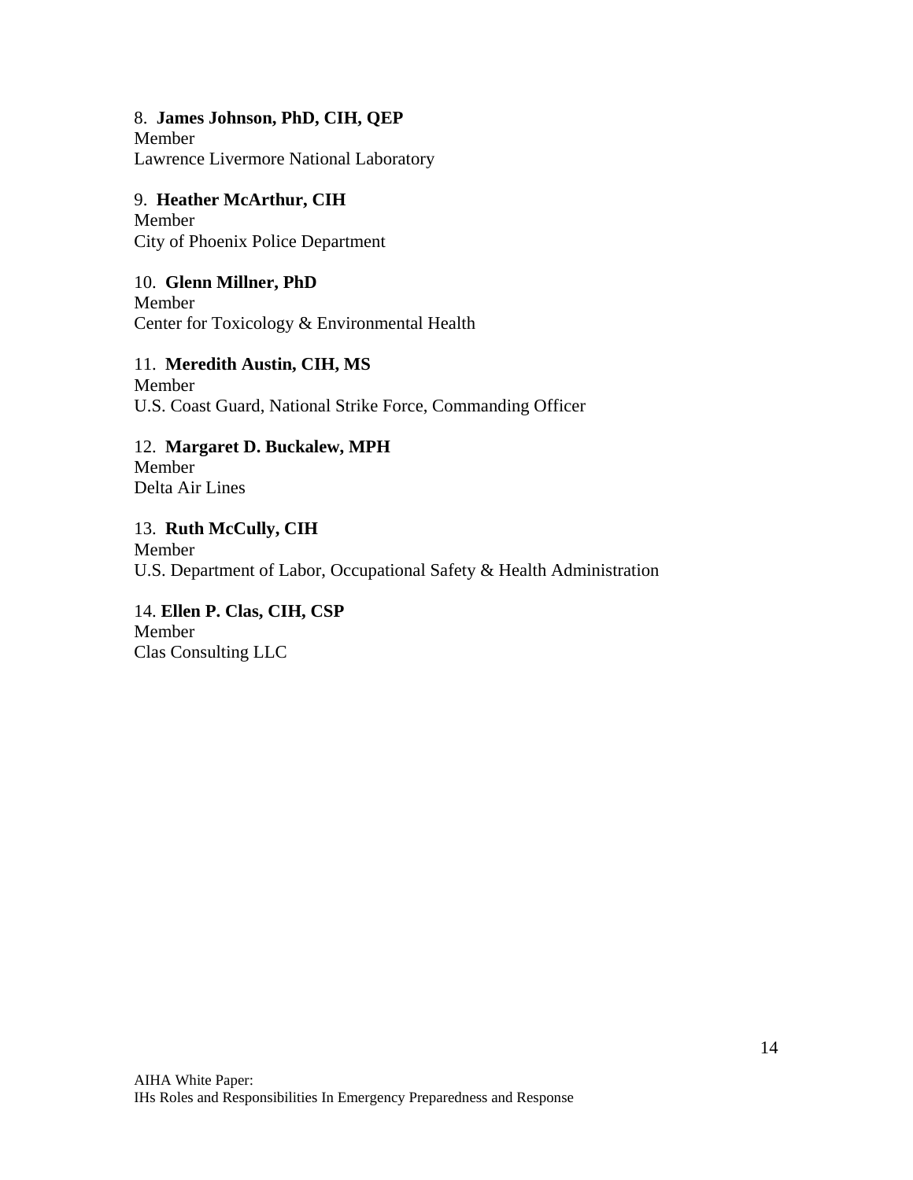8. **James Johnson, PhD, CIH, QEP**
Member
Lawrence Livermore National Laboratory

9. **Heather McArthur, CIH**
Member
City of Phoenix Police Department

10. **Glenn Millner, PhD**
Member
Center for Toxicology & Environmental Health

11. **Meredith Austin, CIH, MS**
Member
U.S. Coast Guard, National Strike Force, Commanding Officer

12. **Margaret D. Buckalew, MPH**
Member
Delta Air Lines

13. **Ruth McCully, CIH**
Member
U.S. Department of Labor, Occupational Safety & Health Administration

14. **Ellen P. Clas, CIH, CSP**
Member
Clas Consulting LLC